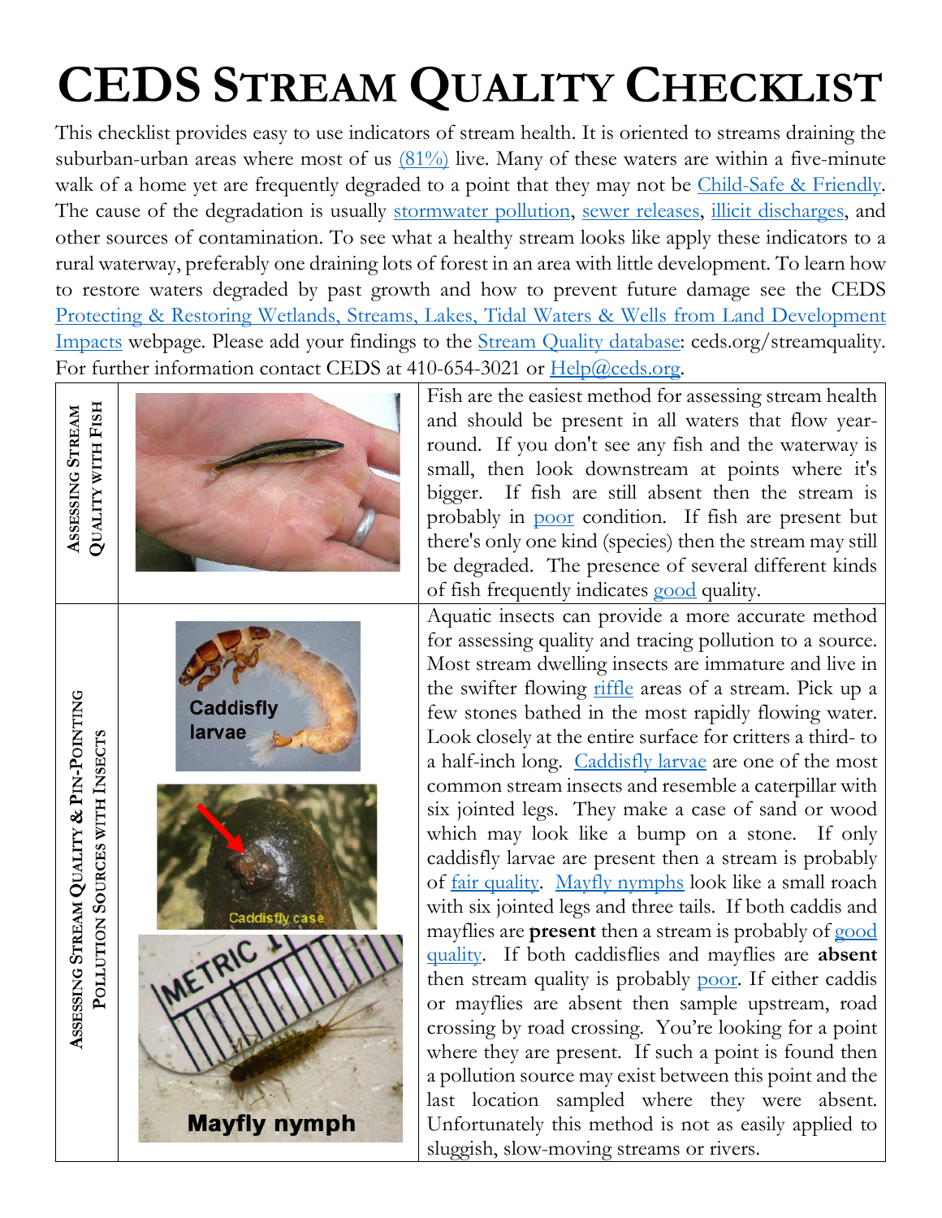# CEDS Stream Quality Checklist

This checklist provides easy to use indicators of stream health. It is oriented to streams draining the suburban-urban areas where most of us (81%) live. Many of these waters are within a five-minute walk of a home yet are frequently degraded to a point that they may not be Child-Safe & Friendly. The cause of the degradation is usually stormwater pollution, sewer releases, illicit discharges, and other sources of contamination. To see what a healthy stream looks like apply these indicators to a rural waterway, preferably one draining lots of forest in an area with little development. To learn how to restore waters degraded by past growth and how to prevent future damage see the CEDS Protecting & Restoring Wetlands, Streams, Lakes, Tidal Waters & Wells from Land Development Impacts webpage. Please add your findings to the Stream Quality database: ceds.org/streamquality. For further information contact CEDS at 410-654-3021 or Help@ceds.org.

## Assessing Stream Quality with Fish

Fish are the easiest method for assessing stream health and should be present in all waters that flow year-round. If you don't see any fish and the waterway is small, then look downstream at points where it's bigger. If fish are still absent then the stream is probably in poor condition. If fish are present but there's only one kind (species) then the stream may still be degraded. The presence of several different kinds of fish frequently indicates good quality.

## Assessing Stream Quality & Pin-Pointing Pollution Sources with Insects

Caddisfly larvae

Caddisfly case

Mayfly nymph

Aquatic insects can provide a more accurate method for assessing quality and tracing pollution to a source. Most stream dwelling insects are immature and live in the swifter flowing riffle areas of a stream. Pick up a few stones bathed in the most rapidly flowing water. Look closely at the entire surface for critters a third- to a half-inch long. Caddisfly larvae are one of the most common stream insects and resemble a caterpillar with six jointed legs. They make a case of sand or wood which may look like a bump on a stone. If only caddisfly larvae are present then a stream is probably of fair quality. Mayfly nymphs look like a small roach with six jointed legs and three tails. If both caddis and mayflies are **present** then a stream is probably of good quality. If both caddisflies and mayflies are **absent** then stream quality is probably poor. If either caddis or mayflies are absent then sample upstream, road crossing by road crossing. You're looking for a point where they are present. If such a point is found then a pollution source may exist between this point and the last location sampled where they were absent. Unfortunately this method is not as easily applied to sluggish, slow-moving streams or rivers.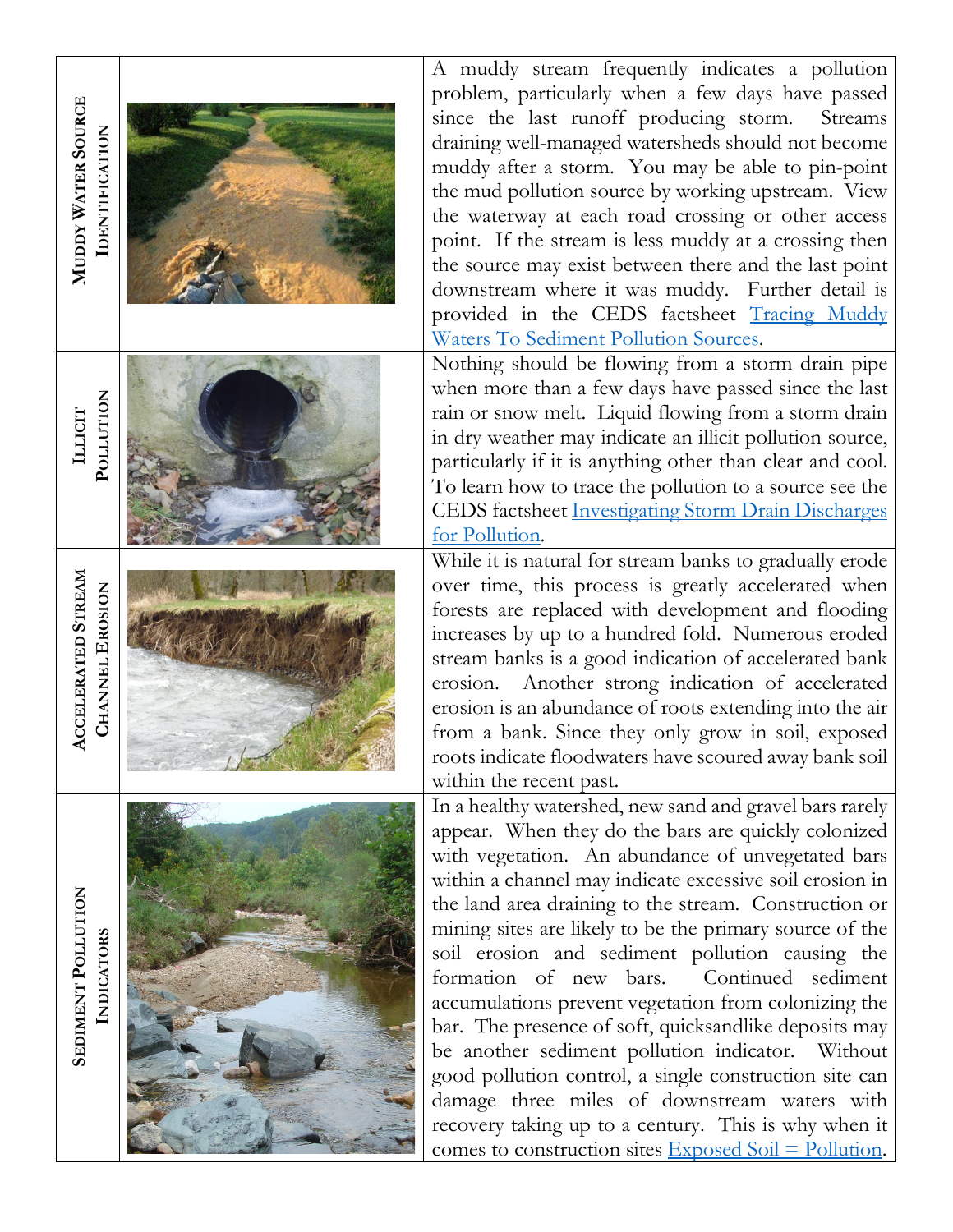| | | |
|---|---|---|
| **MUDDY WATER SOURCE IDENTIFICATION** | | A muddy stream frequently indicates a pollution problem, particularly when a few days have passed since the last runoff producing storm. Streams draining well-managed watersheds should not become muddy after a storm. You may be able to pin-point the mud pollution source by working upstream. View the waterway at each road crossing or other access point. If the stream is less muddy at a crossing then the source may exist between there and the last point downstream where it was muddy. Further detail is provided in the CEDS factsheet Tracing Muddy Waters To Sediment Pollution Sources. |
| **ILLICIT POLLUTION** | | Nothing should be flowing from a storm drain pipe when more than a few days have passed since the last rain or snow melt. Liquid flowing from a storm drain in dry weather may indicate an illicit pollution source, particularly if it is anything other than clear and cool. To learn how to trace the pollution to a source see the CEDS factsheet Investigating Storm Drain Discharges for Pollution. |
| **ACCELERATED STREAM CHANNEL EROSION** | | While it is natural for stream banks to gradually erode over time, this process is greatly accelerated when forests are replaced with development and flooding increases by up to a hundred fold. Numerous eroded stream banks is a good indication of accelerated bank erosion. Another strong indication of accelerated erosion is an abundance of roots extending into the air from a bank. Since they only grow in soil, exposed roots indicate floodwaters have scoured away bank soil within the recent past. |
| **SEDIMENT POLLUTION INDICATORS** | | In a healthy watershed, new sand and gravel bars rarely appear. When they do the bars are quickly colonized with vegetation. An abundance of unvegetated bars within a channel may indicate excessive soil erosion in the land area draining to the stream. Construction or mining sites are likely to be the primary source of the soil erosion and sediment pollution causing the formation of new bars. Continued sediment accumulations prevent vegetation from colonizing the bar. The presence of soft, quicksandlike deposits may be another sediment pollution indicator. Without good pollution control, a single construction site can damage three miles of downstream waters with recovery taking up to a century. This is why when it comes to construction sites Exposed Soil = Pollution. |